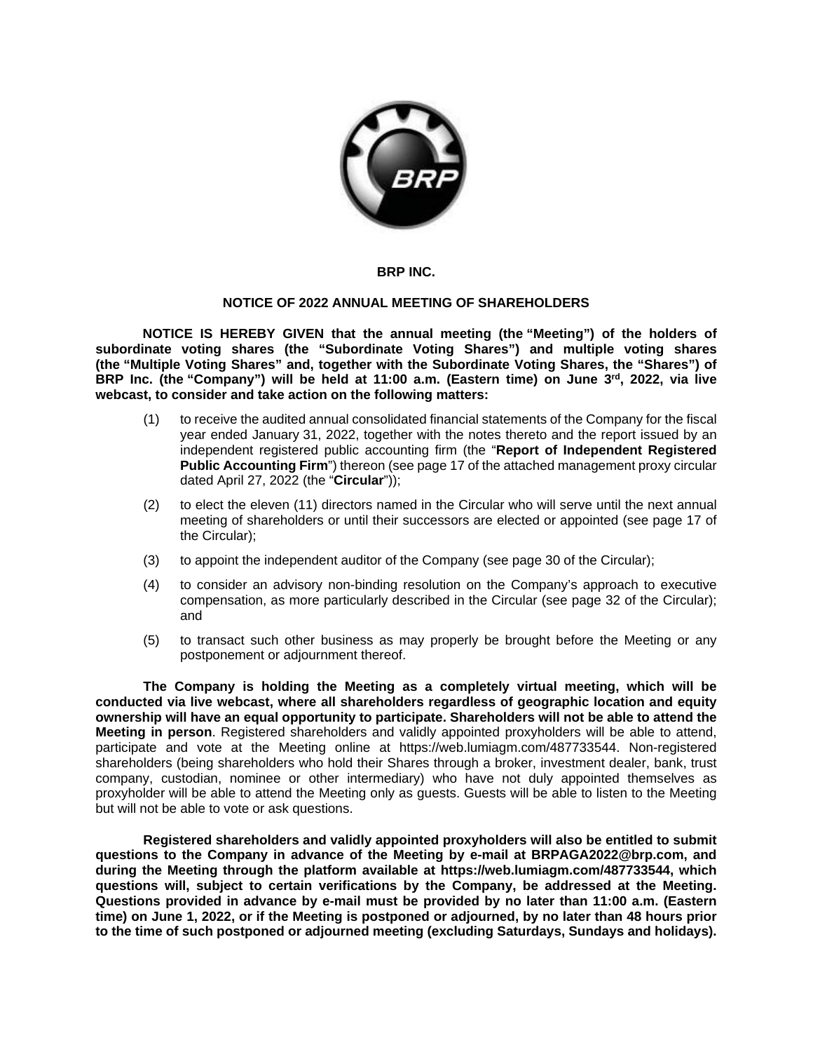# BRP INC.

## NOTICE OF 2022 ANNUAL MEETING OF SHAREHOLDERS

**NOTICE IS HEREBY GIVEN that the annual meeting (the "Meeting") of the holders of subordinate voting shares (the "Subordinate Voting Shares") and multiple voting shares (the "Multiple Voting Shares" and, together with the Subordinate Voting Shares, the "Shares") of BRP Inc. (the "Company") will be held at 11:00 a.m. (Eastern time) on June 3rd, 2022, via live webcast, to consider and take action on the following matters:**

(1) to receive the audited annual consolidated financial statements of the Company for the fiscal year ended January 31, 2022, together with the notes thereto and the report issued by an independent registered public accounting firm (the "**Report of Independent Registered Public Accounting Firm**") thereon (see page 17 of the attached management proxy circular dated April 27, 2022 (the "**Circular**"));

(2) to elect the eleven (11) directors named in the Circular who will serve until the next annual meeting of shareholders or until their successors are elected or appointed (see page 17 of the Circular);

(3) to appoint the independent auditor of the Company (see page 30 of the Circular);

(4) to consider an advisory non-binding resolution on the Company's approach to executive compensation, as more particularly described in the Circular (see page 32 of the Circular); and

(5) to transact such other business as may properly be brought before the Meeting or any postponement or adjournment thereof.

**The Company is holding the Meeting as a completely virtual meeting, which will be conducted via live webcast, where all shareholders regardless of geographic location and equity ownership will have an equal opportunity to participate. Shareholders will not be able to attend the Meeting in person**. Registered shareholders and validly appointed proxyholders will be able to attend, participate and vote at the Meeting online at https://web.lumiagm.com/487733544. Non-registered shareholders (being shareholders who hold their Shares through a broker, investment dealer, bank, trust company, custodian, nominee or other intermediary) who have not duly appointed themselves as proxyholder will be able to attend the Meeting only as guests. Guests will be able to listen to the Meeting but will not be able to vote or ask questions.

**Registered shareholders and validly appointed proxyholders will also be entitled to submit questions to the Company in advance of the Meeting by e-mail at BRPAGA2022@brp.com, and during the Meeting through the platform available at https://web.lumiagm.com/487733544, which questions will, subject to certain verifications by the Company, be addressed at the Meeting. Questions provided in advance by e-mail must be provided by no later than 11:00 a.m. (Eastern time) on June 1, 2022, or if the Meeting is postponed or adjourned, by no later than 48 hours prior to the time of such postponed or adjourned meeting (excluding Saturdays, Sundays and holidays).**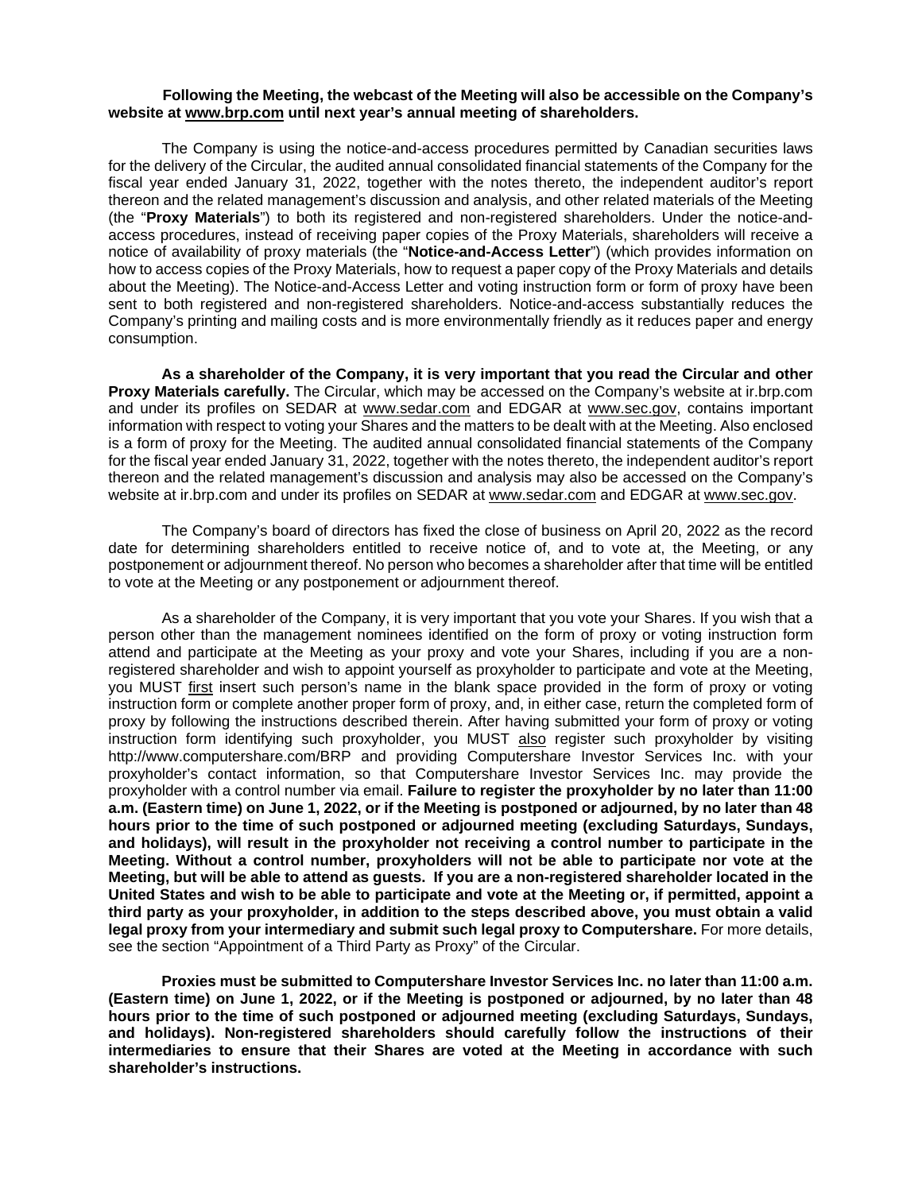**Following the Meeting, the webcast of the Meeting will also be accessible on the Company's website at www.brp.com until next year's annual meeting of shareholders.**

The Company is using the notice-and-access procedures permitted by Canadian securities laws for the delivery of the Circular, the audited annual consolidated financial statements of the Company for the fiscal year ended January 31, 2022, together with the notes thereto, the independent auditor's report thereon and the related management's discussion and analysis, and other related materials of the Meeting (the "**Proxy Materials**") to both its registered and non-registered shareholders. Under the notice-and-access procedures, instead of receiving paper copies of the Proxy Materials, shareholders will receive a notice of availability of proxy materials (the "**Notice-and-Access Letter**") (which provides information on how to access copies of the Proxy Materials, how to request a paper copy of the Proxy Materials and details about the Meeting). The Notice-and-Access Letter and voting instruction form or form of proxy have been sent to both registered and non-registered shareholders. Notice-and-access substantially reduces the Company's printing and mailing costs and is more environmentally friendly as it reduces paper and energy consumption.

**As a shareholder of the Company, it is very important that you read the Circular and other Proxy Materials carefully.** The Circular, which may be accessed on the Company's website at ir.brp.com and under its profiles on SEDAR at www.sedar.com and EDGAR at www.sec.gov, contains important information with respect to voting your Shares and the matters to be dealt with at the Meeting. Also enclosed is a form of proxy for the Meeting. The audited annual consolidated financial statements of the Company for the fiscal year ended January 31, 2022, together with the notes thereto, the independent auditor's report thereon and the related management's discussion and analysis may also be accessed on the Company's website at ir.brp.com and under its profiles on SEDAR at www.sedar.com and EDGAR at www.sec.gov.

The Company's board of directors has fixed the close of business on April 20, 2022 as the record date for determining shareholders entitled to receive notice of, and to vote at, the Meeting, or any postponement or adjournment thereof. No person who becomes a shareholder after that time will be entitled to vote at the Meeting or any postponement or adjournment thereof.

As a shareholder of the Company, it is very important that you vote your Shares. If you wish that a person other than the management nominees identified on the form of proxy or voting instruction form attend and participate at the Meeting as your proxy and vote your Shares, including if you are a non-registered shareholder and wish to appoint yourself as proxyholder to participate and vote at the Meeting, you MUST first insert such person's name in the blank space provided in the form of proxy or voting instruction form or complete another proper form of proxy, and, in either case, return the completed form of proxy by following the instructions described therein. After having submitted your form of proxy or voting instruction form identifying such proxyholder, you MUST also register such proxyholder by visiting http://www.computershare.com/BRP and providing Computershare Investor Services Inc. with your proxyholder's contact information, so that Computershare Investor Services Inc. may provide the proxyholder with a control number via email. **Failure to register the proxyholder by no later than 11:00 a.m. (Eastern time) on June 1, 2022, or if the Meeting is postponed or adjourned, by no later than 48 hours prior to the time of such postponed or adjourned meeting (excluding Saturdays, Sundays, and holidays), will result in the proxyholder not receiving a control number to participate in the Meeting. Without a control number, proxyholders will not be able to participate nor vote at the Meeting, but will be able to attend as guests. If you are a non-registered shareholder located in the United States and wish to be able to participate and vote at the Meeting or, if permitted, appoint a third party as your proxyholder, in addition to the steps described above, you must obtain a valid legal proxy from your intermediary and submit such legal proxy to Computershare.** For more details, see the section "Appointment of a Third Party as Proxy" of the Circular.

**Proxies must be submitted to Computershare Investor Services Inc. no later than 11:00 a.m. (Eastern time) on June 1, 2022, or if the Meeting is postponed or adjourned, by no later than 48 hours prior to the time of such postponed or adjourned meeting (excluding Saturdays, Sundays, and holidays). Non-registered shareholders should carefully follow the instructions of their intermediaries to ensure that their Shares are voted at the Meeting in accordance with such shareholder's instructions.**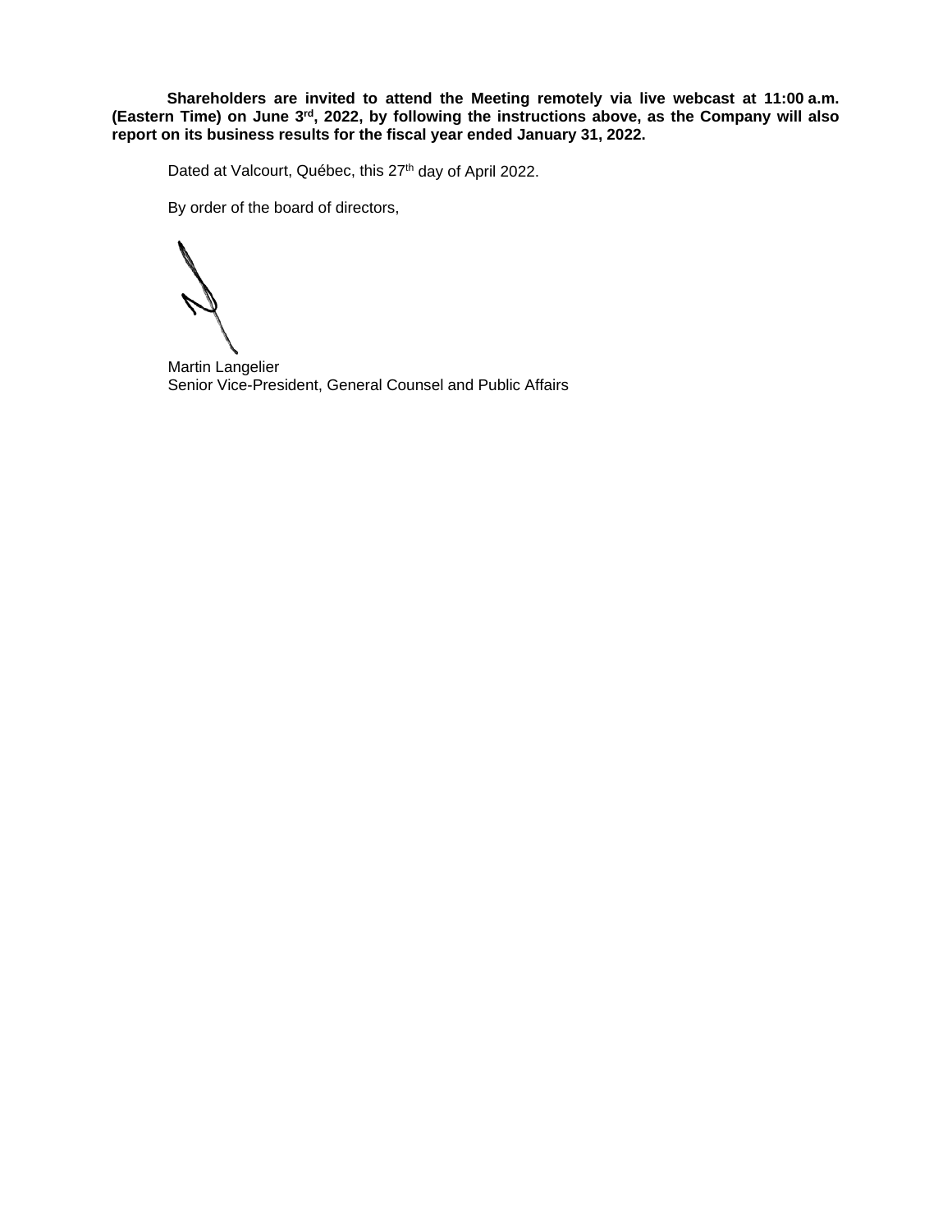**Shareholders are invited to attend the Meeting remotely via live webcast at 11:00 a.m. (Eastern Time) on June 3rd, 2022, by following the instructions above, as the Company will also report on its business results for the fiscal year ended January 31, 2022.**

Dated at Valcourt, Québec, this 27th day of April 2022.

By order of the board of directors,

Martin Langelier
Senior Vice-President, General Counsel and Public Affairs